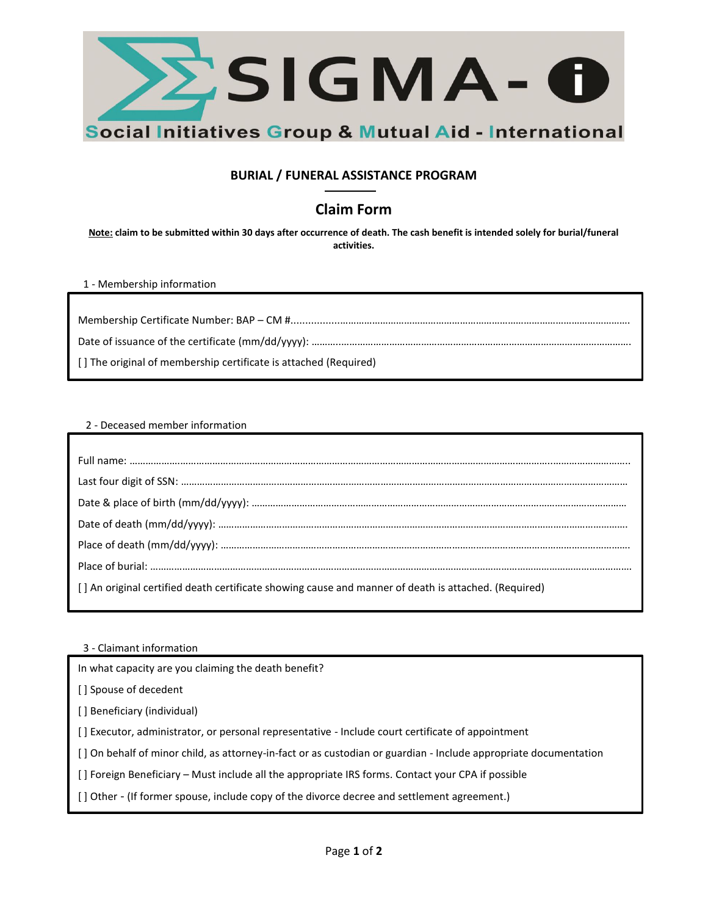# SIGMA-i

Social Initiatives Group & Mutual Aid - International

## BURIAL / FUNERAL ASSISTANCE PROGRAM

## Claim Form

**Note: claim to be submitted within 30 days after occurrence of death. The cash benefit is intended solely for burial/funeral activities.**

1 - Membership information

Membership Certificate Number: BAP – CM #.............................................................................................................

Date of issuance of the certificate (mm/dd/yyyy): ..........................................................................................................

[ ] The original of membership certificate is attached (Required)

2 - Deceased member information

Full name: .......................................................................................................................................................................

Last four digit of SSN: ....................................................................................................................................................

Date & place of birth (mm/dd/yyyy): ..............................................................................................................................

Date of death (mm/dd/yyyy): ..........................................................................................................................................

Place of death (mm/dd/yyyy): .........................................................................................................................................

Place of burial: ...............................................................................................................................................................

[ ] An original certified death certificate showing cause and manner of death is attached. (Required)

3 - Claimant information

In what capacity are you claiming the death benefit?

[ ] Spouse of decedent

[ ] Beneficiary (individual)

[ ] Executor, administrator, or personal representative - Include court certificate of appointment

[ ] On behalf of minor child, as attorney-in-fact or as custodian or guardian - Include appropriate documentation

[ ] Foreign Beneficiary – Must include all the appropriate IRS forms. Contact your CPA if possible

[ ] Other - (If former spouse, include copy of the divorce decree and settlement agreement.)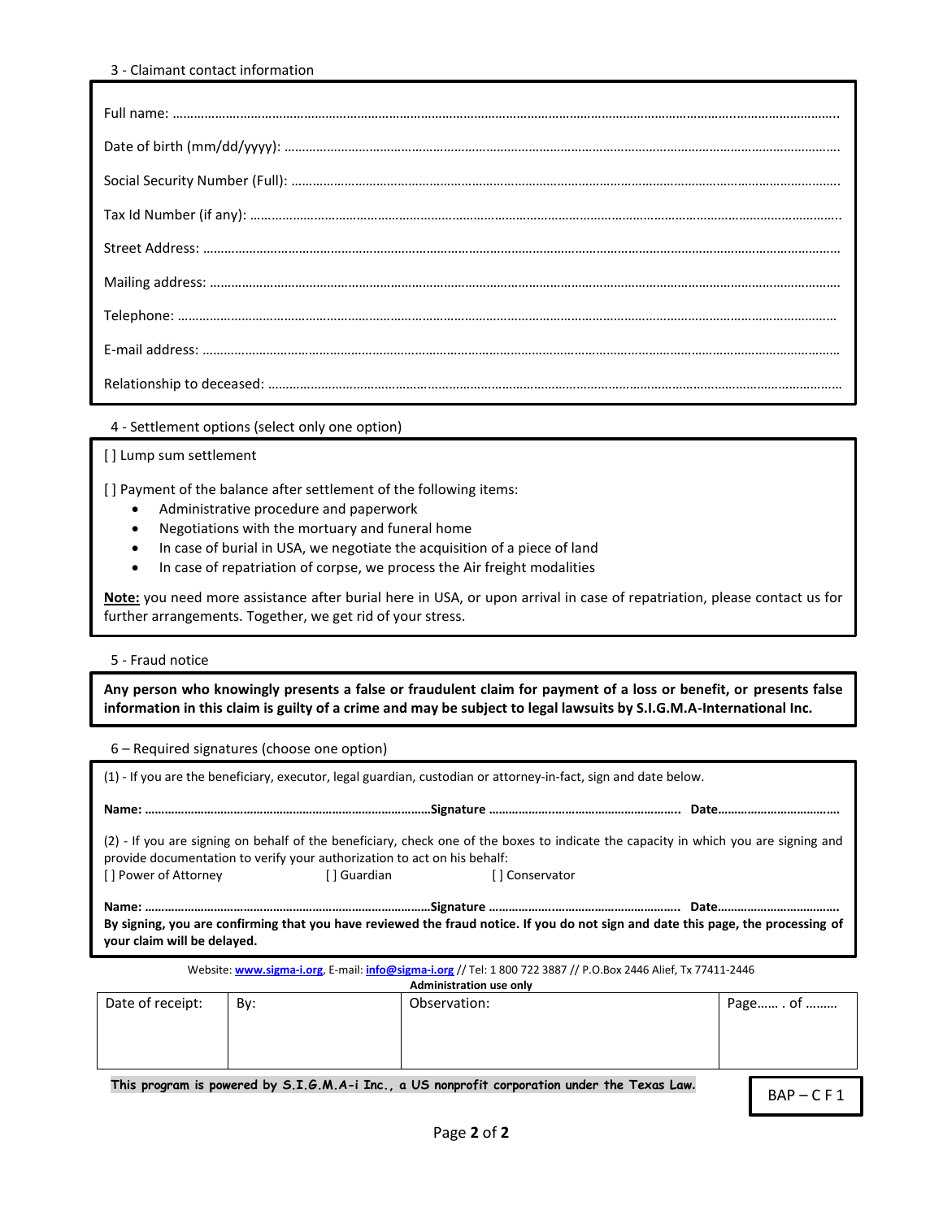3 - Claimant contact information

Full name: …………………………………………………………………………………………………………………………………………

Date of birth (mm/dd/yyyy): ……………………………………………………………………………………………………………………

Social Security Number (Full): …………………………………………………………………………………………………………………

Tax Id Number (if any): …………………………………………………………………………………………………………………………

Street Address: ……………………………………………………………………………………………………………………………………

Mailing address: …………………………………………………………………………………………………………………………………

Telephone: …………………………………………………………………………………………………………………………………………

E-mail address: ……………………………………………………………………………………………………………………………………

Relationship to deceased: ………………………………………………………………………………………………………………………

4 - Settlement options (select only one option)

[ ] Lump sum settlement

[ ] Payment of the balance after settlement of the following items:

- Administrative procedure and paperwork
- Negotiations with the mortuary and funeral home
- In case of burial in USA, we negotiate the acquisition of a piece of land
- In case of repatriation of corpse, we process the Air freight modalities

**Note:** you need more assistance after burial here in USA, or upon arrival in case of repatriation, please contact us for further arrangements. Together, we get rid of your stress.

5 - Fraud notice

**Any person who knowingly presents a false or fraudulent claim for payment of a loss or benefit, or presents false information in this claim is guilty of a crime and may be subject to legal lawsuits by S.I.G.M.A-International Inc.**

6 – Required signatures (choose one option)

(1) - If you are the beneficiary, executor, legal guardian, custodian or attorney-in-fact, sign and date below.

**Name: ……………………………………………………………………………Signature ……………………………………………….. Date………………………………**

(2) - If you are signing on behalf of the beneficiary, check one of the boxes to indicate the capacity in which you are signing and provide documentation to verify your authorization to act on his behalf:

[ ] Power of Attorney [ ] Guardian [ ] Conservator

**Name: ……………………………………………………………………………Signature ……………………………………………….. Date………………………………**

**By signing, you are confirming that you have reviewed the fraud notice. If you do not sign and date this page, the processing of your claim will be delayed.**

Website: www.sigma-i.org, E-mail: info@sigma-i.org // Tel: 1 800 722 3887 // P.O.Box 2446 Alief, Tx 77411-2446

**Administration use only**

| Date of receipt: | By: | Observation: | Page…… . of ……… |
|---|---|---|---|
| | | | |

**This program is powered by S.I.G.M.A-i Inc., a US nonprofit corporation under the Texas Law.**

BAP – C F 1